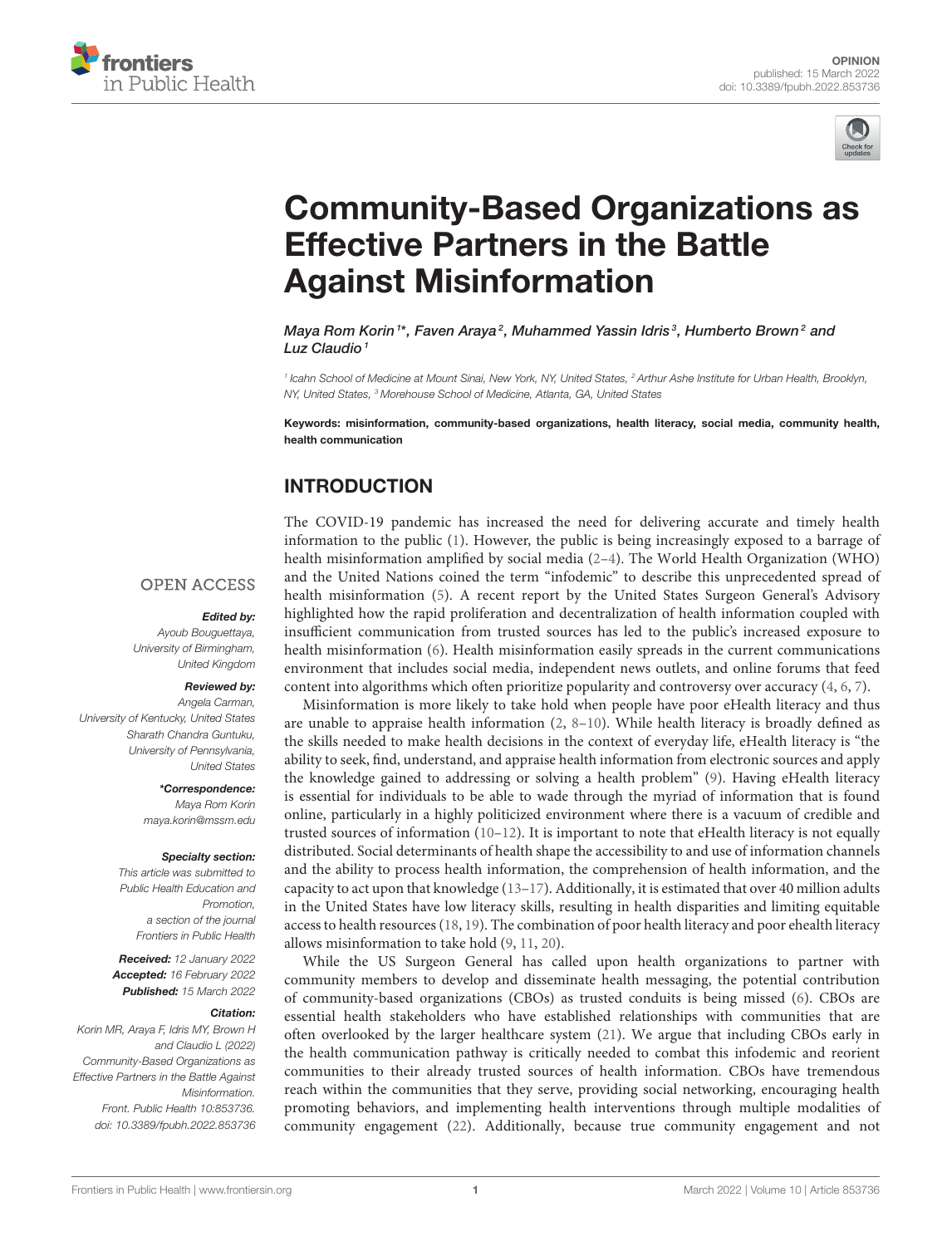OPINION
published: 15 March 2022
doi: 10.3389/fpubh.2022.853736

# Community-Based Organizations as Effective Partners in the Battle Against Misinformation

*Maya Rom Korin[1]\*, Faven Araya[2], Muhammed Yassin Idris[3], Humberto Brown[2] and Luz Claudio[1]*

[1] Icahn School of Medicine at Mount Sinai, New York, NY, United States, [2] Arthur Ashe Institute for Urban Health, Brooklyn, NY, United States, [3] Morehouse School of Medicine, Atlanta, GA, United States

**Keywords: misinformation, community-based organizations, health literacy, social media, community health, health communication**

OPEN ACCESS

***Edited by:***
*Ayoub Bouguettaya, University of Birmingham, United Kingdom*

***Reviewed by:***
*Angela Carman, University of Kentucky, United States*
*Sharath Chandra Guntuku, University of Pennsylvania, United States*

***\*Correspondence:***
*Maya Rom Korin*
*maya.korin@mssm.edu*

***Specialty section:***
*This article was submitted to Public Health Education and Promotion, a section of the journal Frontiers in Public Health*

***Received:*** *12 January 2022*
***Accepted:*** *16 February 2022*
***Published:*** *15 March 2022*

***Citation:***
*Korin MR, Araya F, Idris MY, Brown H and Claudio L (2022) Community-Based Organizations as Effective Partners in the Battle Against Misinformation. Front. Public Health 10:853736. doi: 10.3389/fpubh.2022.853736*

## INTRODUCTION

The COVID-19 pandemic has increased the need for delivering accurate and timely health information to the public (1). However, the public is being increasingly exposed to a barrage of health misinformation amplified by social media (2–4). The World Health Organization (WHO) and the United Nations coined the term "infodemic" to describe this unprecedented spread of health misinformation (5). A recent report by the United States Surgeon General's Advisory highlighted how the rapid proliferation and decentralization of health information coupled with insufficient communication from trusted sources has led to the public's increased exposure to health misinformation (6). Health misinformation easily spreads in the current communications environment that includes social media, independent news outlets, and online forums that feed content into algorithms which often prioritize popularity and controversy over accuracy (4, 6, 7).

Misinformation is more likely to take hold when people have poor eHealth literacy and thus are unable to appraise health information (2, 8–10). While health literacy is broadly defined as the skills needed to make health decisions in the context of everyday life, eHealth literacy is "the ability to seek, find, understand, and appraise health information from electronic sources and apply the knowledge gained to addressing or solving a health problem" (9). Having eHealth literacy is essential for individuals to be able to wade through the myriad of information that is found online, particularly in a highly politicized environment where there is a vacuum of credible and trusted sources of information (10–12). It is important to note that eHealth literacy is not equally distributed. Social determinants of health shape the accessibility to and use of information channels and the ability to process health information, the comprehension of health information, and the capacity to act upon that knowledge (13–17). Additionally, it is estimated that over 40 million adults in the United States have low literacy skills, resulting in health disparities and limiting equitable access to health resources (18, 19). The combination of poor health literacy and poor ehealth literacy allows misinformation to take hold (9, 11, 20).

While the US Surgeon General has called upon health organizations to partner with community members to develop and disseminate health messaging, the potential contribution of community-based organizations (CBOs) as trusted conduits is being missed (6). CBOs are essential health stakeholders who have established relationships with communities that are often overlooked by the larger healthcare system (21). We argue that including CBOs early in the health communication pathway is critically needed to combat this infodemic and reorient communities to their already trusted sources of health information. CBOs have tremendous reach within the communities that they serve, providing social networking, encouraging health promoting behaviors, and implementing health interventions through multiple modalities of community engagement (22). Additionally, because true community engagement and not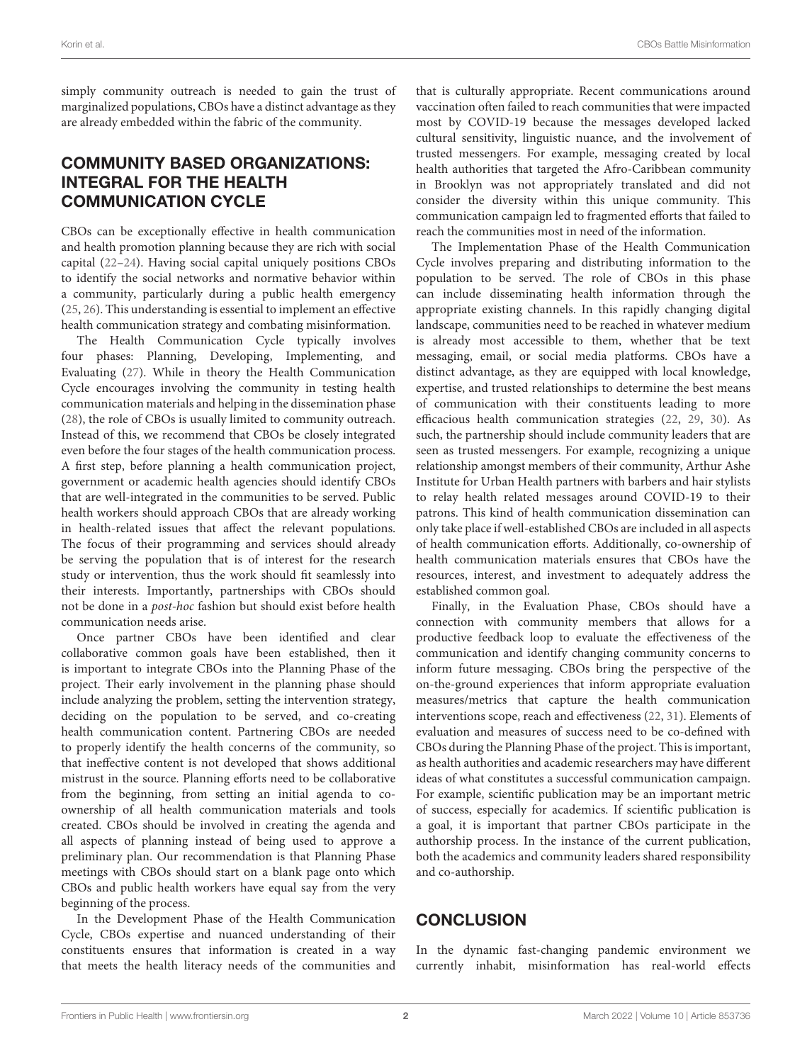simply community outreach is needed to gain the trust of marginalized populations, CBOs have a distinct advantage as they are already embedded within the fabric of the community.

## COMMUNITY BASED ORGANIZATIONS: INTEGRAL FOR THE HEALTH COMMUNICATION CYCLE

CBOs can be exceptionally effective in health communication and health promotion planning because they are rich with social capital (22–24). Having social capital uniquely positions CBOs to identify the social networks and normative behavior within a community, particularly during a public health emergency (25, 26). This understanding is essential to implement an effective health communication strategy and combating misinformation.

The Health Communication Cycle typically involves four phases: Planning, Developing, Implementing, and Evaluating (27). While in theory the Health Communication Cycle encourages involving the community in testing health communication materials and helping in the dissemination phase (28), the role of CBOs is usually limited to community outreach. Instead of this, we recommend that CBOs be closely integrated even before the four stages of the health communication process. A first step, before planning a health communication project, government or academic health agencies should identify CBOs that are well-integrated in the communities to be served. Public health workers should approach CBOs that are already working in health-related issues that affect the relevant populations. The focus of their programming and services should already be serving the population that is of interest for the research study or intervention, thus the work should fit seamlessly into their interests. Importantly, partnerships with CBOs should not be done in a *post-hoc* fashion but should exist before health communication needs arise.

Once partner CBOs have been identified and clear collaborative common goals have been established, then it is important to integrate CBOs into the Planning Phase of the project. Their early involvement in the planning phase should include analyzing the problem, setting the intervention strategy, deciding on the population to be served, and co-creating health communication content. Partnering CBOs are needed to properly identify the health concerns of the community, so that ineffective content is not developed that shows additional mistrust in the source. Planning efforts need to be collaborative from the beginning, from setting an initial agenda to co-ownership of all health communication materials and tools created. CBOs should be involved in creating the agenda and all aspects of planning instead of being used to approve a preliminary plan. Our recommendation is that Planning Phase meetings with CBOs should start on a blank page onto which CBOs and public health workers have equal say from the very beginning of the process.

In the Development Phase of the Health Communication Cycle, CBOs expertise and nuanced understanding of their constituents ensures that information is created in a way that meets the health literacy needs of the communities and that is culturally appropriate. Recent communications around vaccination often failed to reach communities that were impacted most by COVID-19 because the messages developed lacked cultural sensitivity, linguistic nuance, and the involvement of trusted messengers. For example, messaging created by local health authorities that targeted the Afro-Caribbean community in Brooklyn was not appropriately translated and did not consider the diversity within this unique community. This communication campaign led to fragmented efforts that failed to reach the communities most in need of the information.

The Implementation Phase of the Health Communication Cycle involves preparing and distributing information to the population to be served. The role of CBOs in this phase can include disseminating health information through the appropriate existing channels. In this rapidly changing digital landscape, communities need to be reached in whatever medium is already most accessible to them, whether that be text messaging, email, or social media platforms. CBOs have a distinct advantage, as they are equipped with local knowledge, expertise, and trusted relationships to determine the best means of communication with their constituents leading to more efficacious health communication strategies (22, 29, 30). As such, the partnership should include community leaders that are seen as trusted messengers. For example, recognizing a unique relationship amongst members of their community, Arthur Ashe Institute for Urban Health partners with barbers and hair stylists to relay health related messages around COVID-19 to their patrons. This kind of health communication dissemination can only take place if well-established CBOs are included in all aspects of health communication efforts. Additionally, co-ownership of health communication materials ensures that CBOs have the resources, interest, and investment to adequately address the established common goal.

Finally, in the Evaluation Phase, CBOs should have a connection with community members that allows for a productive feedback loop to evaluate the effectiveness of the communication and identify changing community concerns to inform future messaging. CBOs bring the perspective of the on-the-ground experiences that inform appropriate evaluation measures/metrics that capture the health communication interventions scope, reach and effectiveness (22, 31). Elements of evaluation and measures of success need to be co-defined with CBOs during the Planning Phase of the project. This is important, as health authorities and academic researchers may have different ideas of what constitutes a successful communication campaign. For example, scientific publication may be an important metric of success, especially for academics. If scientific publication is a goal, it is important that partner CBOs participate in the authorship process. In the instance of the current publication, both the academics and community leaders shared responsibility and co-authorship.

## CONCLUSION

In the dynamic fast-changing pandemic environment we currently inhabit, misinformation has real-world effects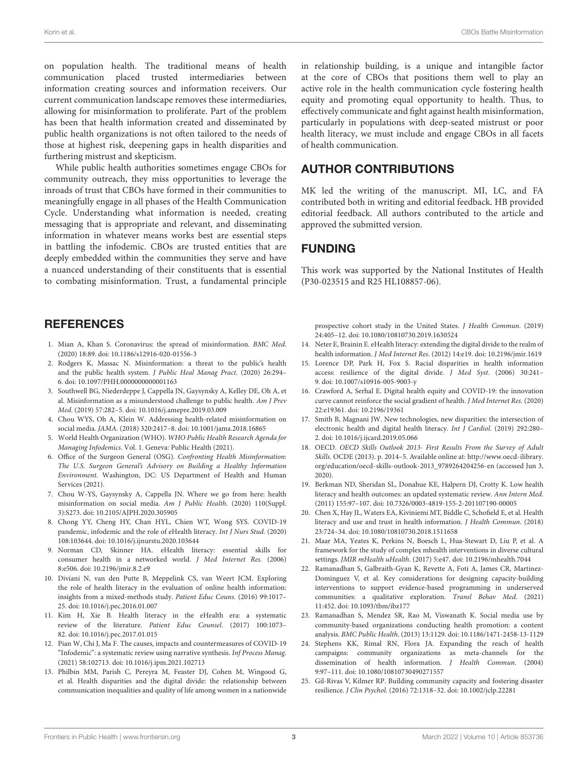on population health. The traditional means of health communication placed trusted intermediaries between information creating sources and information receivers. Our current communication landscape removes these intermediaries, allowing for misinformation to proliferate. Part of the problem has been that health information created and disseminated by public health organizations is not often tailored to the needs of those at highest risk, deepening gaps in health disparities and furthering mistrust and skepticism.

While public health authorities sometimes engage CBOs for community outreach, they miss opportunities to leverage the inroads of trust that CBOs have formed in their communities to meaningfully engage in all phases of the Health Communication Cycle. Understanding what information is needed, creating messaging that is appropriate and relevant, and disseminating information in whatever means works best are essential steps in battling the infodemic. CBOs are trusted entities that are deeply embedded within the communities they serve and have a nuanced understanding of their constituents that is essential to combating misinformation. Trust, a fundamental principle in relationship building, is a unique and intangible factor at the core of CBOs that positions them well to play an active role in the health communication cycle fostering health equity and promoting equal opportunity to health. Thus, to effectively communicate and fight against health misinformation, particularly in populations with deep-seated mistrust or poor health literacy, we must include and engage CBOs in all facets of health communication.

## AUTHOR CONTRIBUTIONS

MK led the writing of the manuscript. MI, LC, and FA contributed both in writing and editorial feedback. HB provided editorial feedback. All authors contributed to the article and approved the submitted version.

## FUNDING

This work was supported by the National Institutes of Health (P30-023515 and R25 HL108857-06).

## REFERENCES

1. Mian A, Khan S. Coronavirus: the spread of misinformation. *BMC Med*. (2020) 18:89. doi: 10.1186/s12916-020-01556-3
2. Rodgers K, Massac N. Misinformation: a threat to the public's health and the public health system. *J Public Heal Manag Pract*. (2020) 26:294–6. doi: 10.1097/PHH.0000000000001163
3. Southwell BG, Niederdeppe J, Cappella JN, Gaysynsky A, Kelley DE, Oh A, et al. Misinformation as a misunderstood challenge to public health. *Am J Prev Med*. (2019) 57:282–5. doi: 10.1016/j.amepre.2019.03.009
4. Chou WYS, Oh A, Klein W. Addressing health-related misinformation on social media. *JAMA*. (2018) 320:2417–8. doi: 10.1001/jama.2018.16865
5. World Health Organization (WHO). *WHO Public Health Research Agenda for Managing Infodemics*. Vol. 1. Geneva: Public Health (2021).
6. Office of the Surgeon General (OSG). *Confronting Health Misinformation: The U.S. Surgeon General's Advisory on Building a Healthy Information Environment.* Washington, DC: US Department of Health and Human Services (2021).
7. Chou W-YS, Gaysynsky A, Cappella JN. Where we go from here: health misinformation on social media. *Am J Public Health*. (2020) 110(Suppl. 3):S273. doi: 10.2105/AJPH.2020.305905
8. Chong YY, Cheng HY, Chan HYL, Chien WT, Wong SYS. COVID-19 pandemic, infodemic and the role of eHealth literacy. *Int J Nurs Stud*. (2020) 108:103644. doi: 10.1016/j.ijnurstu.2020.103644
9. Norman CD, Skinner HA. eHealth literacy: essential skills for consumer health in a networked world. *J Med Internet Res.* (2006) 8:e506. doi: 10.2196/jmir.8.2.e9
10. Diviani N, van den Putte B, Meppelink CS, van Weert JCM. Exploring the role of health literacy in the evaluation of online health information: insights from a mixed-methods study. *Patient Educ Couns*. (2016) 99:1017–25. doi: 10.1016/j.pec.2016.01.007
11. Kim H, Xie B. Health literacy in the eHealth era: a systematic review of the literature. *Patient Educ Counsel*. (2017) 100:1073–82. doi: 10.1016/j.pec.2017.01.015
12. Pian W, Chi J, Ma F. The causes, impacts and countermeasures of COVID-19 "Infodemic": a systematic review using narrative synthesis. *Inf Process Manag.* (2021) 58:102713. doi: 10.1016/j.ipm.2021.102713
13. Philbin MM, Parish C, Pereyra M, Feaster DJ, Cohen M, Wingood G, et al. Health disparities and the digital divide: the relationship between communication inequalities and quality of life among women in a nationwide prospective cohort study in the United States. *J Health Commun*. (2019) 24:405–12. doi: 10.1080/10810730.2019.1630524
14. Neter E, Brainin E. eHealth literacy: extending the digital divide to the realm of health information. *J Med Internet Res*. (2012) 14:e19. doi: 10.2196/jmir.1619
15. Lorence DP, Park H, Fox S. Racial disparities in health information access: resilience of the digital divide. *J Med Syst*. (2006) 30:241–9. doi: 10.1007/s10916-005-9003-y
16. Crawford A, Serhal E. Digital health equity and COVID-19: the innovation curve cannot reinforce the social gradient of health. *J Med Internet Res*. (2020) 22:e19361. doi: 10.2196/19361
17. Smith B, Magnani JW. New technologies, new disparities: the intersection of electronic health and digital health literacy. *Int J Cardiol*. (2019) 292:280–2. doi: 10.1016/j.ijcard.2019.05.066
18. OECD. *OECD Skills Outlook 2013- First Results From the Survey of Adult Skills*. OCDE (2013). p. 2014–5. Available online at: http://www.oecd-ilibrary.org/education/oecd-skills-outlook-2013_9789264204256-en (accessed Jun 3, 2020).
19. Berkman ND, Sheridan SL, Donahue KE, Halpern DJ, Crotty K. Low health literacy and health outcomes: an updated systematic review. *Ann Intern Med*. (2011) 155:97–107. doi: 10.7326/0003-4819-155-2-201107190-00005
20. Chen X, Hay JL, Waters EA, Kiviniemi MT, Biddle C, Schofield E, et al. Health literacy and use and trust in health information. *J Health Commun*. (2018) 23:724–34. doi: 10.1080/10810730.2018.1511658
21. Maar MA, Yeates K, Perkins N, Boesch L, Hua-Stewart D, Liu P, et al. A framework for the study of complex mhealth interventions in diverse cultural settings. *JMIR mHealth uHealth*. (2017) 5:e47. doi: 10.2196/mhealth.7044
22. Ramanadhan S, Galbraith-Gyan K, Revette A, Foti A, James CR, Martinez-Dominguez V, et al. Key considerations for designing capacity-building interventions to support evidence-based programming in underserved communities: a qualitative exploration. *Transl Behav Med*. (2021) 11:452. doi: 10.1093/tbm/ibz177
23. Ramanadhan S, Mendez SR, Rao M, Viswanath K. Social media use by community-based organizations conducting health promotion: a content analysis. *BMC Public Health*. (2013) 13:1129. doi: 10.1186/1471-2458-13-1129
24. Stephens KK, Rimal RN, Flora JA. Expanding the reach of health campaigns: community organizations as meta-channels for the dissemination of health information. *J Health Commun*. (2004) 9:97–111. doi: 10.1080/10810730490271557
25. Gil-Rivas V, Kilmer RP. Building community capacity and fostering disaster resilience. *J Clin Psychol*. (2016) 72:1318–32. doi: 10.1002/jclp.22281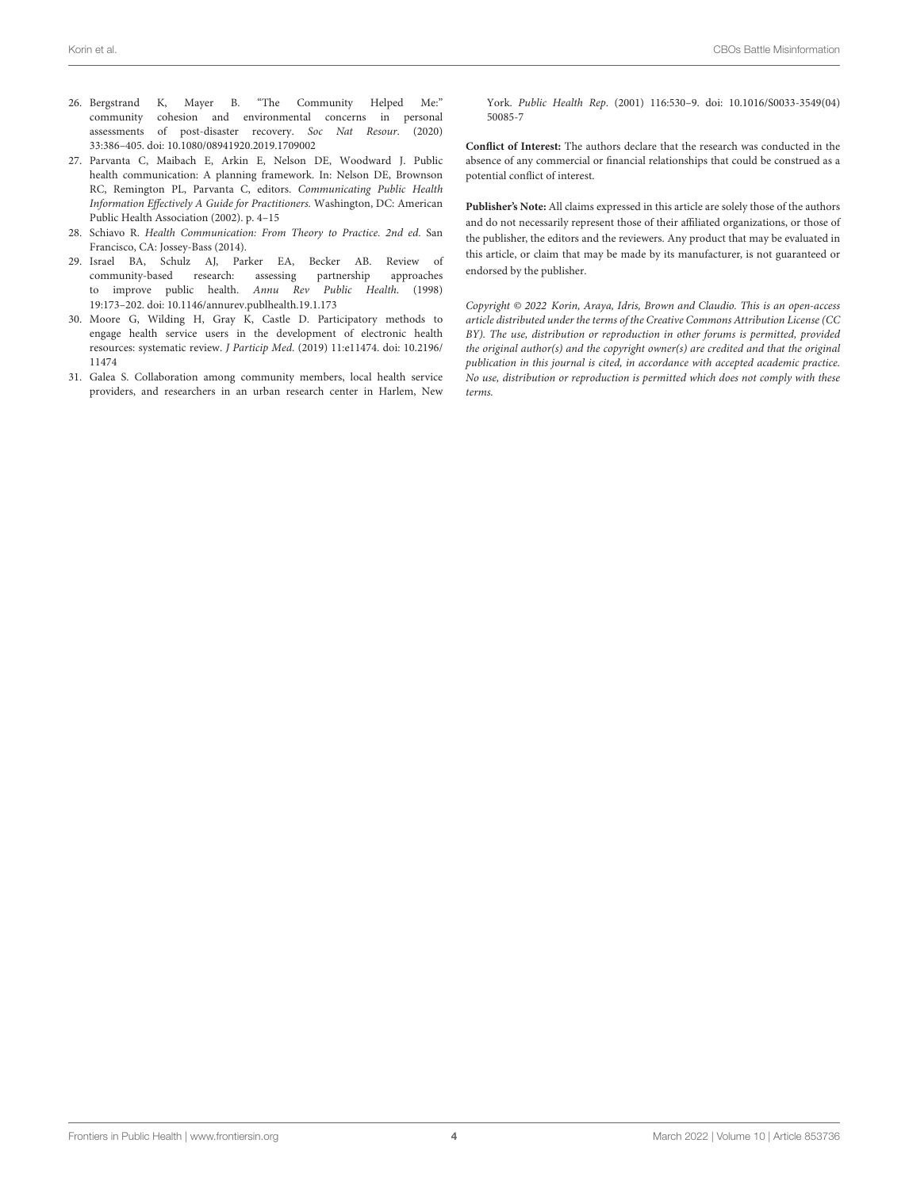26. Bergstrand K, Mayer B. "The Community Helped Me:" community cohesion and environmental concerns in personal assessments of post-disaster recovery. *Soc Nat Resour*. (2020) 33:386–405. doi: 10.1080/08941920.2019.1709002
27. Parvanta C, Maibach E, Arkin E, Nelson DE, Woodward J. Public health communication: A planning framework. In: Nelson DE, Brownson RC, Remington PL, Parvanta C, editors. *Communicating Public Health Information Effectively A Guide for Practitioners.* Washington, DC: American Public Health Association (2002). p. 4–15
28. Schiavo R. *Health Communication: From Theory to Practice. 2nd ed.* San Francisco, CA: Jossey-Bass (2014).
29. Israel BA, Schulz AJ, Parker EA, Becker AB. Review of community-based research: assessing partnership approaches to improve public health. *Annu Rev Public Health.* (1998) 19:173–202. doi: 10.1146/annurev.publhealth.19.1.173
30. Moore G, Wilding H, Gray K, Castle D. Participatory methods to engage health service users in the development of electronic health resources: systematic review. *J Particip Med*. (2019) 11:e11474. doi: 10.2196/11474
31. Galea S. Collaboration among community members, local health service providers, and researchers in an urban research center in Harlem, New York. *Public Health Rep*. (2001) 116:530–9. doi: 10.1016/S0033-3549(04)50085-7

**Conflict of Interest:** The authors declare that the research was conducted in the absence of any commercial or financial relationships that could be construed as a potential conflict of interest.

**Publisher's Note:** All claims expressed in this article are solely those of the authors and do not necessarily represent those of their affiliated organizations, or those of the publisher, the editors and the reviewers. Any product that may be evaluated in this article, or claim that may be made by its manufacturer, is not guaranteed or endorsed by the publisher.

*Copyright © 2022 Korin, Araya, Idris, Brown and Claudio. This is an open-access article distributed under the terms of the Creative Commons Attribution License (CC BY). The use, distribution or reproduction in other forums is permitted, provided the original author(s) and the copyright owner(s) are credited and that the original publication in this journal is cited, in accordance with accepted academic practice. No use, distribution or reproduction is permitted which does not comply with these terms.*